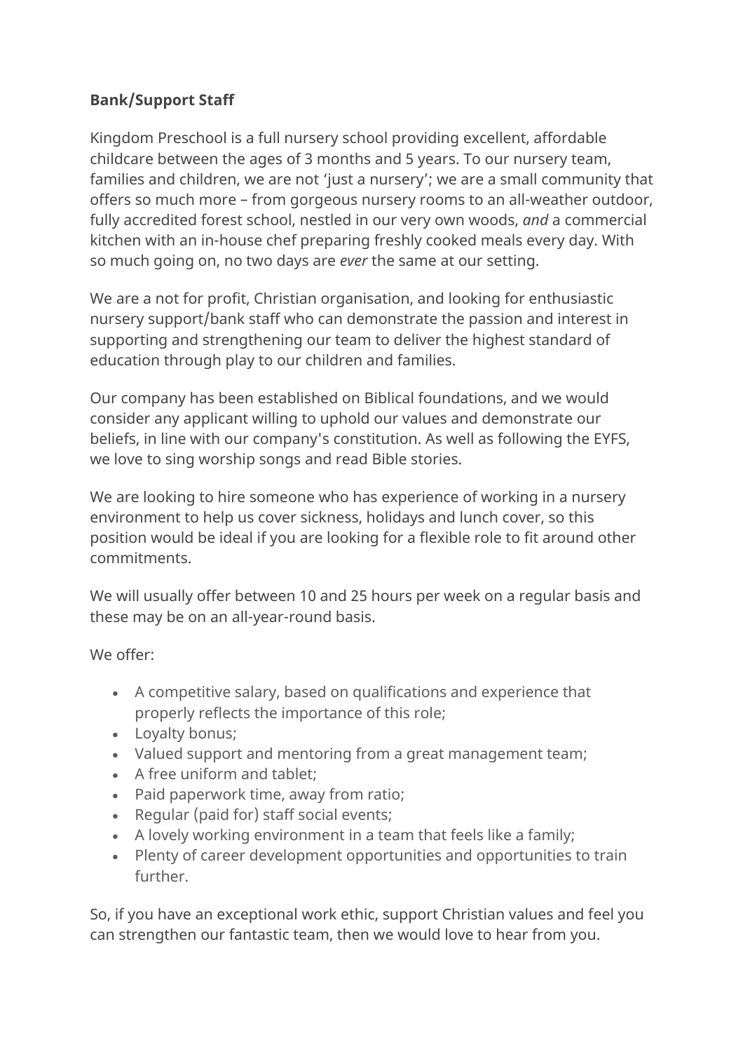**Bank/Support Staff**

Kingdom Preschool is a full nursery school providing excellent, affordable childcare between the ages of 3 months and 5 years. To our nursery team, families and children, we are not 'just a nursery'; we are a small community that offers so much more – from gorgeous nursery rooms to an all-weather outdoor, fully accredited forest school, nestled in our very own woods, *and* a commercial kitchen with an in-house chef preparing freshly cooked meals every day. With so much going on, no two days are *ever* the same at our setting.

We are a not for profit, Christian organisation, and looking for enthusiastic nursery support/bank staff who can demonstrate the passion and interest in supporting and strengthening our team to deliver the highest standard of education through play to our children and families.

Our company has been established on Biblical foundations, and we would consider any applicant willing to uphold our values and demonstrate our beliefs, in line with our company's constitution. As well as following the EYFS, we love to sing worship songs and read Bible stories.

We are looking to hire someone who has experience of working in a nursery environment to help us cover sickness, holidays and lunch cover, so this position would be ideal if you are looking for a flexible role to fit around other commitments.

We will usually offer between 10 and 25 hours per week on a regular basis and these may be on an all-year-round basis.

We offer:

- A competitive salary, based on qualifications and experience that properly reflects the importance of this role;
- Loyalty bonus;
- Valued support and mentoring from a great management team;
- A free uniform and tablet;
- Paid paperwork time, away from ratio;
- Regular (paid for) staff social events;
- A lovely working environment in a team that feels like a family;
- Plenty of career development opportunities and opportunities to train further.

So, if you have an exceptional work ethic, support Christian values and feel you can strengthen our fantastic team, then we would love to hear from you.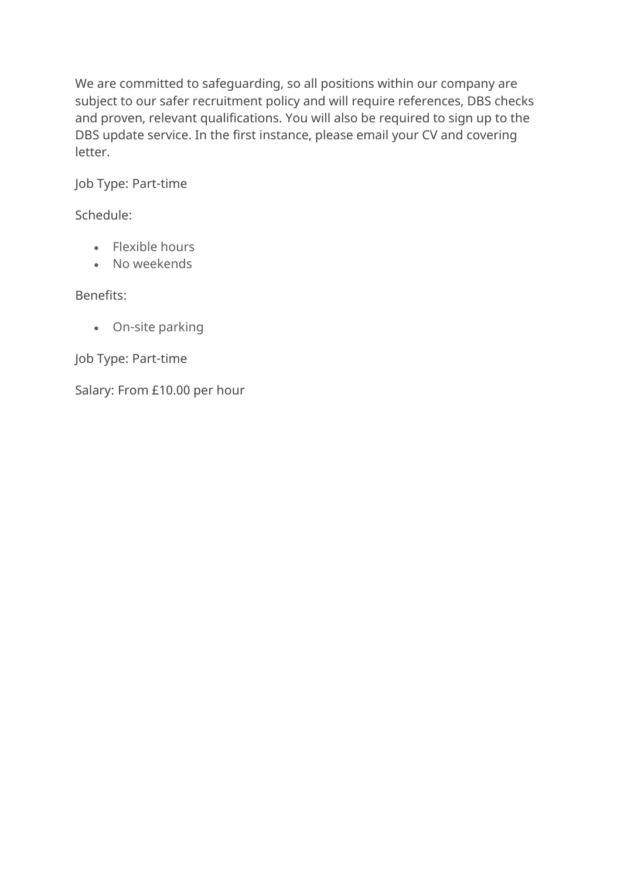We are committed to safeguarding, so all positions within our company are subject to our safer recruitment policy and will require references, DBS checks and proven, relevant qualifications. You will also be required to sign up to the DBS update service. In the first instance, please email your CV and covering letter.

Job Type: Part-time

Schedule:

- Flexible hours
- No weekends

Benefits:

- On-site parking

Job Type: Part-time

Salary: From £10.00 per hour